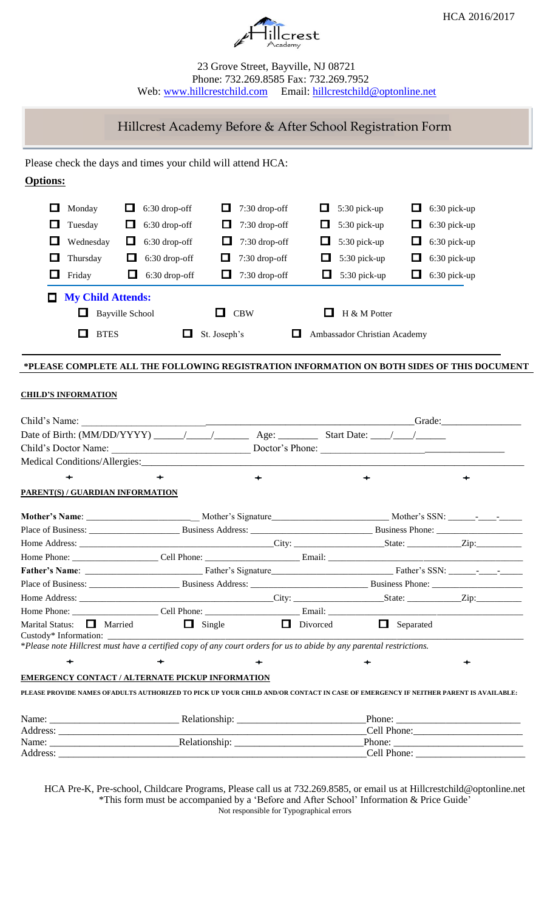HCA 2016/2017

# Hillcrest Academy

23 Grove Street, Bayville, NJ 08721
Phone: 732.269.8585 Fax: 732.269.7952
Web: www.hillcrestchild.com Email: hillcrestchild@optonline.net

## Hillcrest Academy Before & After School Registration Form

Please check the days and times your child will attend HCA:

**Options:**

| | | | | |
|---|---|---|---|---|
| ☐ Monday | ☐ 6:30 drop-off | ☐ 7:30 drop-off | ☐ 5:30 pick-up | ☐ 6:30 pick-up |
| ☐ Tuesday | ☐ 6:30 drop-off | ☐ 7:30 drop-off | ☐ 5:30 pick-up | ☐ 6:30 pick-up |
| ☐ Wednesday | ☐ 6:30 drop-off | ☐ 7:30 drop-off | ☐ 5:30 pick-up | ☐ 6:30 pick-up |
| ☐ Thursday | ☐ 6:30 drop-off | ☐ 7:30 drop-off | ☐ 5:30 pick-up | ☐ 6:30 pick-up |
| ☐ Friday | ☐ 6:30 drop-off | ☐ 7:30 drop-off | ☐ 5:30 pick-up | ☐ 6:30 pick-up |

☐ **My Child Attends:**

☐ Bayville School ☐ CBW ☐ H & M Potter

☐ BTES ☐ St. Joseph's ☐ Ambassador Christian Academy

**\*PLEASE COMPLETE ALL THE FOLLOWING REGISTRATION INFORMATION ON BOTH SIDES OF THIS DOCUMENT**

**CHILD'S INFORMATION**

Child's Name: ______________________________________________ Grade: ______________

Date of Birth: (MM/DD/YYYY) _____/_____/_______ Age: _______ Start Date: ____/____/______

Child's Doctor Name: __________________________ Doctor's Phone: ____________________________

Medical Conditions/Allergies: ______________________________________________________________

**PARENT(S) / GUARDIAN INFORMATION**

**Mother's Name**: ______________________ Mother's Signature______________________ Mother's SSN: _____-____-_____

Place of Business: ____________________ Business Address: ______________________ Business Phone: __________________

Home Address: _____________________________________ City: __________________ State: __________ Zip: _________

Home Phone: __________________ Cell Phone: __________________ Email: ____________________________________

**Father's Name**: ______________________ Father's Signature______________________ Father's SSN: _____-____-_____

Place of Business: ____________________ Business Address: ______________________ Business Phone: __________________

Home Address: _____________________________________ City: __________________ State: __________ Zip: _________

Home Phone: __________________ Cell Phone: __________________ Email: ____________________________________

Marital Status: ☐ Married ☐ Single ☐ Divorced ☐ Separated

Custody* Information: ______________________________________________________________________

*\*Please note Hillcrest must have a certified copy of any court orders for us to abide by any parental restrictions.*

**EMERGENCY CONTACT / ALTERNATE PICKUP INFORMATION**

**PLEASE PROVIDE NAMES OFADULTS AUTHORIZED TO PICK UP YOUR CHILD AND/OR CONTACT IN CASE OF EMERGENCY IF NEITHER PARENT IS AVAILABLE:**

Name: ________________________ Relationship: ________________________ Phone: ______________________

Address: ______________________________________________________________ Cell Phone: ___________________

Name: ________________________ Relationship: ________________________ Phone: ______________________

Address: ______________________________________________________________ Cell Phone: ___________________

HCA Pre-K, Pre-school, Childcare Programs, Please call us at 732.269.8585, or email us at Hillcrestchild@optonline.net
\*This form must be accompanied by a 'Before and After School' Information & Price Guide'
Not responsible for Typographical errors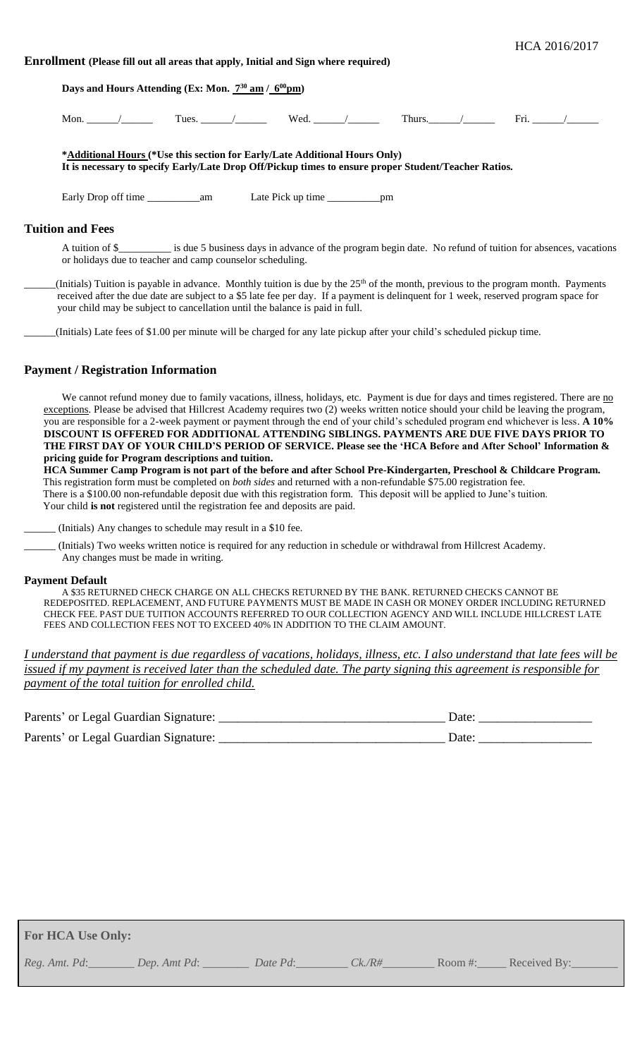HCA 2016/2017

**Enrollment (Please fill out all areas that apply, Initial and Sign where required)**

**Days and Hours Attending (Ex: Mon. $7^{30}$ am / $6^{00}$pm)**

Mon. ______/______ Tues. ______/______ Wed. ______/______ Thurs.______/______ Fri. ______/______

**\*Additional Hours (\*Use this section for Early/Late Additional Hours Only)**
**It is necessary to specify Early/Late Drop Off/Pickup times to ensure proper Student/Teacher Ratios.**

Early Drop off time __________am Late Pick up time __________pm

## Tuition and Fees

A tuition of $__________ is due 5 business days in advance of the program begin date. No refund of tuition for absences, vacations or holidays due to teacher and camp counselor scheduling.

______(Initials) Tuition is payable in advance. Monthly tuition is due by the 25th of the month, previous to the program month. Payments received after the due date are subject to a $5 late fee per day. If a payment is delinquent for 1 week, reserved program space for your child may be subject to cancellation until the balance is paid in full.

______(Initials) Late fees of $1.00 per minute will be charged for any late pickup after your child's scheduled pickup time.

## Payment / Registration Information

We cannot refund money due to family vacations, illness, holidays, etc. Payment is due for days and times registered. There are no exceptions. Please be advised that Hillcrest Academy requires two (2) weeks written notice should your child be leaving the program, you are responsible for a 2-week payment or payment through the end of your child's scheduled program end whichever is less. **A 10% DISCOUNT IS OFFERED FOR ADDITIONAL ATTENDING SIBLINGS. PAYMENTS ARE DUE FIVE DAYS PRIOR TO THE FIRST DAY OF YOUR CHILD'S PERIOD OF SERVICE. Please see the 'HCA Before and After School' Information & pricing guide for Program descriptions and tuition.**

**HCA Summer Camp Program is not part of the before and after School Pre-Kindergarten, Preschool & Childcare Program.**
This registration form must be completed on *both sides* and returned with a non-refundable $75.00 registration fee.
There is a $100.00 non-refundable deposit due with this registration form. This deposit will be applied to June's tuition.
Your child **is not** registered until the registration fee and deposits are paid.

______ (Initials) Any changes to schedule may result in a $10 fee.

______ (Initials) Two weeks written notice is required for any reduction in schedule or withdrawal from Hillcrest Academy. Any changes must be made in writing.

**Payment Default**

A $35 RETURNED CHECK CHARGE ON ALL CHECKS RETURNED BY THE BANK. RETURNED CHECKS CANNOT BE REDEPOSITED. REPLACEMENT, AND FUTURE PAYMENTS MUST BE MADE IN CASH OR MONEY ORDER INCLUDING RETURNED CHECK FEE. PAST DUE TUITION ACCOUNTS REFERRED TO OUR COLLECTION AGENCY AND WILL INCLUDE HILLCREST LATE FEES AND COLLECTION FEES NOT TO EXCEED 40% IN ADDITION TO THE CLAIM AMOUNT.

*I understand that payment is due regardless of vacations, holidays, illness, etc. I also understand that late fees will be issued if my payment is received later than the scheduled date. The party signing this agreement is responsible for payment of the total tuition for enrolled child.*

Parents' or Legal Guardian Signature: ___________________________________ Date: _________________

Parents' or Legal Guardian Signature: ___________________________________ Date: _________________

**For HCA Use Only:**

*Reg. Amt. Pd*:________ *Dep. Amt Pd*: ________ *Date Pd*:_________ *Ck./R#*_________ Room #:_____ Received By:________